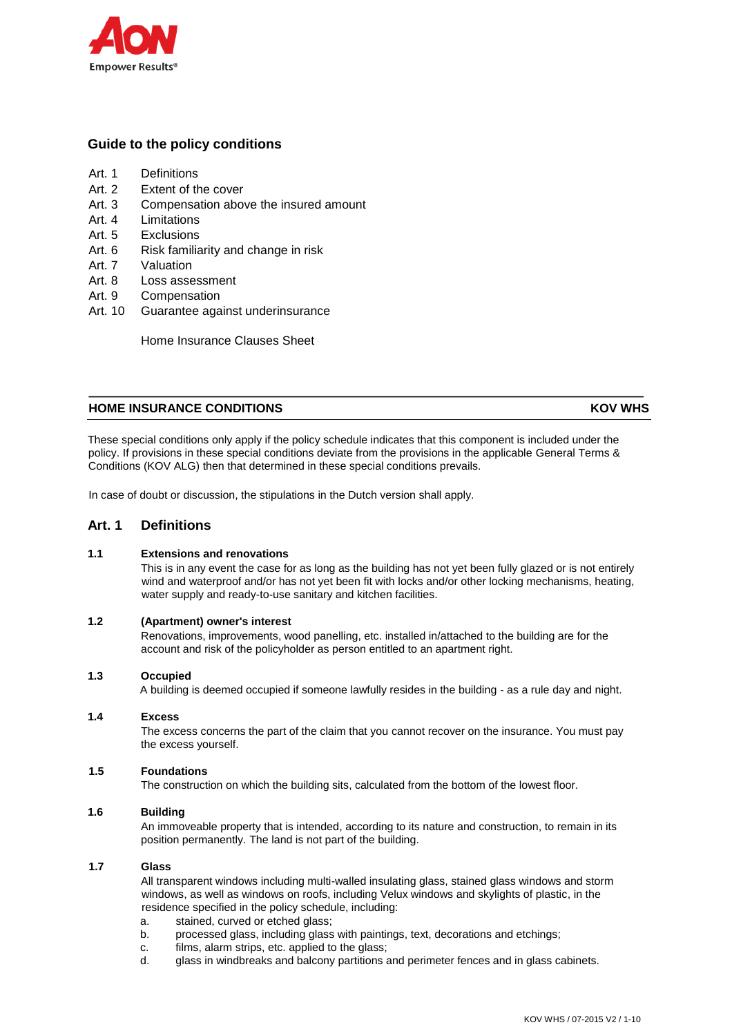## Guide to the policy conditions

- Art. 1 Definitions
- Art. 2 Extent of the cover
- Art. 3 Compensation above the insured amount
- Art. 4 Limitations
- Art. 5 Exclusions
- Art. 6 Risk familiarity and change in risk
- Art. 7 Valuation
- Art. 8 Loss assessment
- Art. 9 Compensation
- Art. 10 Guarantee against underinsurance

Home Insurance Clauses Sheet

---

**HOME INSURANCE CONDITIONS** **KOV WHS**

---

These special conditions only apply if the policy schedule indicates that this component is included under the policy. If provisions in these special conditions deviate from the provisions in the applicable General Terms & Conditions (KOV ALG) then that determined in these special conditions prevails.

In case of doubt or discussion, the stipulations in the Dutch version shall apply.

## Art. 1 Definitions

**1.1 Extensions and renovations**

This is in any event the case for as long as the building has not yet been fully glazed or is not entirely wind and waterproof and/or has not yet been fit with locks and/or other locking mechanisms, heating, water supply and ready-to-use sanitary and kitchen facilities.

**1.2 (Apartment) owner's interest**

Renovations, improvements, wood panelling, etc. installed in/attached to the building are for the account and risk of the policyholder as person entitled to an apartment right.

**1.3 Occupied**

A building is deemed occupied if someone lawfully resides in the building - as a rule day and night.

**1.4 Excess**

The excess concerns the part of the claim that you cannot recover on the insurance. You must pay the excess yourself.

**1.5 Foundations**

The construction on which the building sits, calculated from the bottom of the lowest floor.

**1.6 Building**

An immoveable property that is intended, according to its nature and construction, to remain in its position permanently. The land is not part of the building.

**1.7 Glass**

All transparent windows including multi-walled insulating glass, stained glass windows and storm windows, as well as windows on roofs, including Velux windows and skylights of plastic, in the residence specified in the policy schedule, including:

a. stained, curved or etched glass;
b. processed glass, including glass with paintings, text, decorations and etchings;
c. films, alarm strips, etc. applied to the glass;
d. glass in windbreaks and balcony partitions and perimeter fences and in glass cabinets.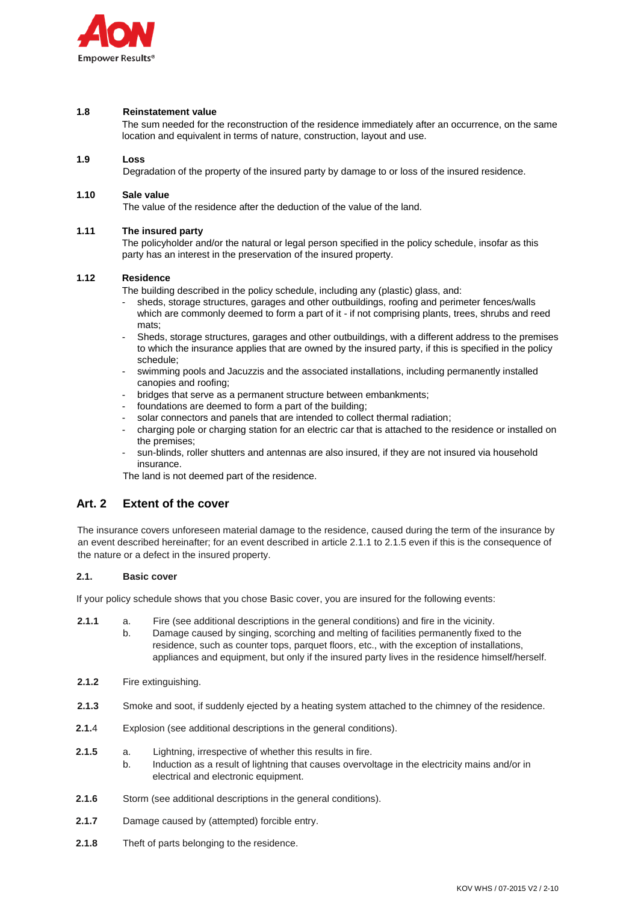**1.8 Reinstatement value**

The sum needed for the reconstruction of the residence immediately after an occurrence, on the same location and equivalent in terms of nature, construction, layout and use.

**1.9 Loss**

Degradation of the property of the insured party by damage to or loss of the insured residence.

**1.10 Sale value**

The value of the residence after the deduction of the value of the land.

**1.11 The insured party**

The policyholder and/or the natural or legal person specified in the policy schedule, insofar as this party has an interest in the preservation of the insured property.

**1.12 Residence**

The building described in the policy schedule, including any (plastic) glass, and:

- sheds, storage structures, garages and other outbuildings, roofing and perimeter fences/walls which are commonly deemed to form a part of it - if not comprising plants, trees, shrubs and reed mats;
- Sheds, storage structures, garages and other outbuildings, with a different address to the premises to which the insurance applies that are owned by the insured party, if this is specified in the policy schedule;
- swimming pools and Jacuzzis and the associated installations, including permanently installed canopies and roofing;
- bridges that serve as a permanent structure between embankments;
- foundations are deemed to form a part of the building;
- solar connectors and panels that are intended to collect thermal radiation;
- charging pole or charging station for an electric car that is attached to the residence or installed on the premises;
- sun-blinds, roller shutters and antennas are also insured, if they are not insured via household insurance.

The land is not deemed part of the residence.

## Art. 2 Extent of the cover

The insurance covers unforeseen material damage to the residence, caused during the term of the insurance by an event described hereinafter; for an event described in article 2.1.1 to 2.1.5 even if this is the consequence of the nature or a defect in the insured property.

**2.1. Basic cover**

If your policy schedule shows that you chose Basic cover, you are insured for the following events:

**2.1.1**
a. Fire (see additional descriptions in the general conditions) and fire in the vicinity.
b. Damage caused by singing, scorching and melting of facilities permanently fixed to the residence, such as counter tops, parquet floors, etc., with the exception of installations, appliances and equipment, but only if the insured party lives in the residence himself/herself.

**2.1.2** Fire extinguishing.

**2.1.3** Smoke and soot, if suddenly ejected by a heating system attached to the chimney of the residence.

**2.1.4** Explosion (see additional descriptions in the general conditions).

**2.1.5**
a. Lightning, irrespective of whether this results in fire.
b. Induction as a result of lightning that causes overvoltage in the electricity mains and/or in electrical and electronic equipment.

**2.1.6** Storm (see additional descriptions in the general conditions).

**2.1.7** Damage caused by (attempted) forcible entry.

**2.1.8** Theft of parts belonging to the residence.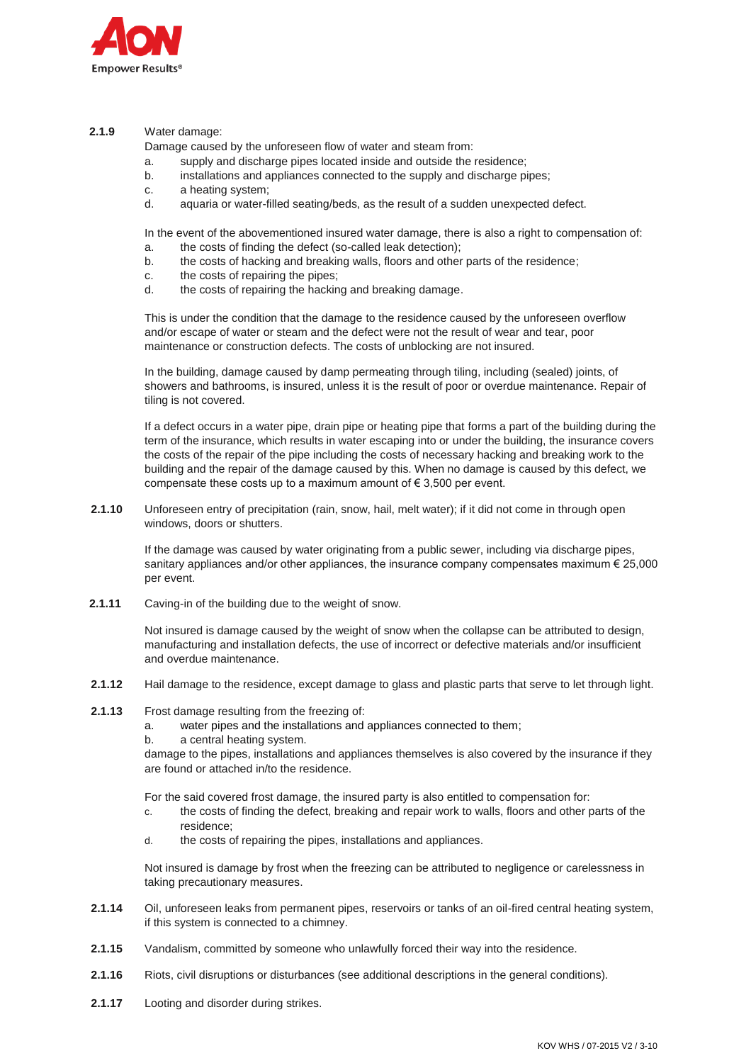**2.1.9** Water damage:

Damage caused by the unforeseen flow of water and steam from:

a. supply and discharge pipes located inside and outside the residence;
b. installations and appliances connected to the supply and discharge pipes;
c. a heating system;
d. aquaria or water-filled seating/beds, as the result of a sudden unexpected defect.

In the event of the abovementioned insured water damage, there is also a right to compensation of:

a. the costs of finding the defect (so-called leak detection);
b. the costs of hacking and breaking walls, floors and other parts of the residence;
c. the costs of repairing the pipes;
d. the costs of repairing the hacking and breaking damage.

This is under the condition that the damage to the residence caused by the unforeseen overflow and/or escape of water or steam and the defect were not the result of wear and tear, poor maintenance or construction defects. The costs of unblocking are not insured.

In the building, damage caused by damp permeating through tiling, including (sealed) joints, of showers and bathrooms, is insured, unless it is the result of poor or overdue maintenance. Repair of tiling is not covered.

If a defect occurs in a water pipe, drain pipe or heating pipe that forms a part of the building during the term of the insurance, which results in water escaping into or under the building, the insurance covers the costs of the repair of the pipe including the costs of necessary hacking and breaking work to the building and the repair of the damage caused by this. When no damage is caused by this defect, we compensate these costs up to a maximum amount of € 3,500 per event.

**2.1.10** Unforeseen entry of precipitation (rain, snow, hail, melt water); if it did not come in through open windows, doors or shutters.

If the damage was caused by water originating from a public sewer, including via discharge pipes, sanitary appliances and/or other appliances, the insurance company compensates maximum € 25,000 per event.

**2.1.11** Caving-in of the building due to the weight of snow.

Not insured is damage caused by the weight of snow when the collapse can be attributed to design, manufacturing and installation defects, the use of incorrect or defective materials and/or insufficient and overdue maintenance.

**2.1.12** Hail damage to the residence, except damage to glass and plastic parts that serve to let through light.

**2.1.13** Frost damage resulting from the freezing of:

a. water pipes and the installations and appliances connected to them;
b. a central heating system.

damage to the pipes, installations and appliances themselves is also covered by the insurance if they are found or attached in/to the residence.

For the said covered frost damage, the insured party is also entitled to compensation for:

c. the costs of finding the defect, breaking and repair work to walls, floors and other parts of the residence;
d. the costs of repairing the pipes, installations and appliances.

Not insured is damage by frost when the freezing can be attributed to negligence or carelessness in taking precautionary measures.

**2.1.14** Oil, unforeseen leaks from permanent pipes, reservoirs or tanks of an oil-fired central heating system, if this system is connected to a chimney.

**2.1.15** Vandalism, committed by someone who unlawfully forced their way into the residence.

**2.1.16** Riots, civil disruptions or disturbances (see additional descriptions in the general conditions).

**2.1.17** Looting and disorder during strikes.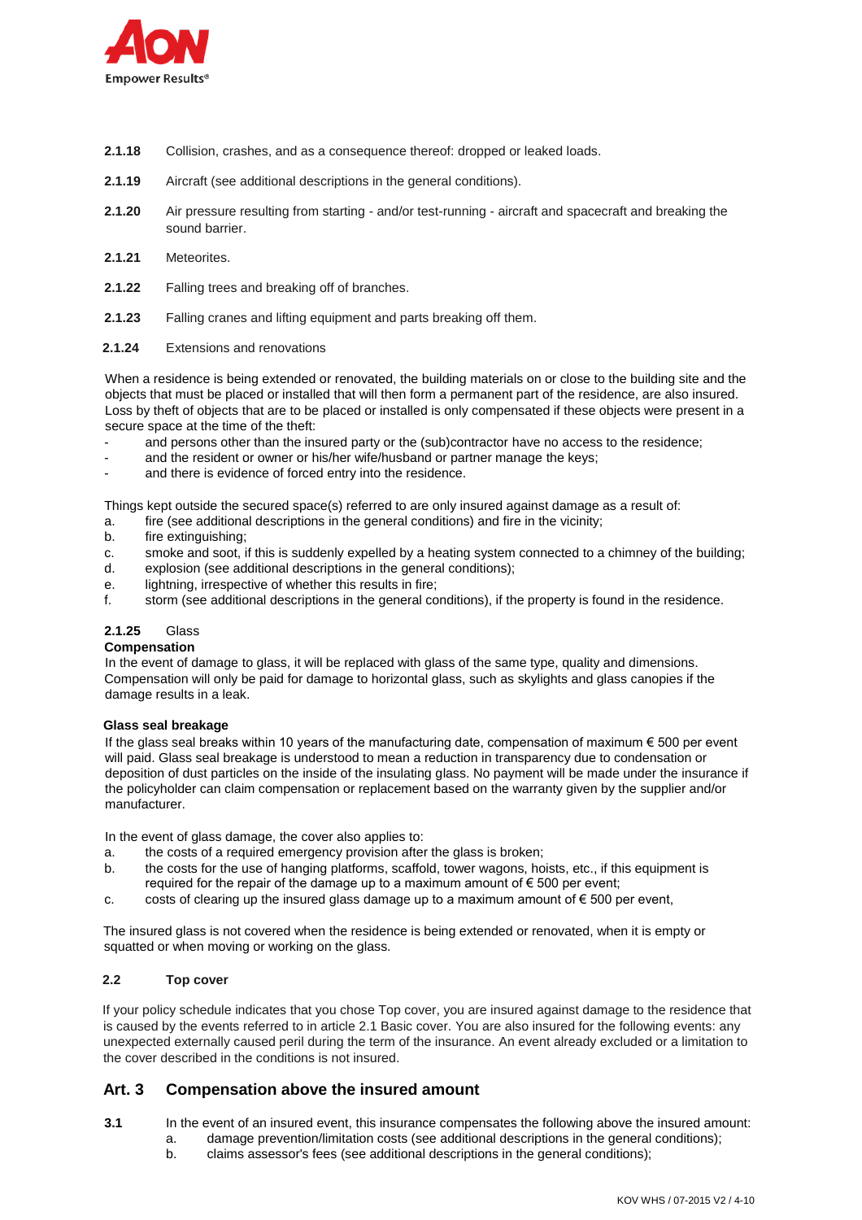**2.1.18** Collision, crashes, and as a consequence thereof: dropped or leaked loads.

**2.1.19** Aircraft (see additional descriptions in the general conditions).

**2.1.20** Air pressure resulting from starting - and/or test-running - aircraft and spacecraft and breaking the sound barrier.

**2.1.21** Meteorites.

**2.1.22** Falling trees and breaking off of branches.

**2.1.23** Falling cranes and lifting equipment and parts breaking off them.

**2.1.24** Extensions and renovations

When a residence is being extended or renovated, the building materials on or close to the building site and the objects that must be placed or installed that will then form a permanent part of the residence, are also insured. Loss by theft of objects that are to be placed or installed is only compensated if these objects were present in a secure space at the time of the theft:

- and persons other than the insured party or the (sub)contractor have no access to the residence;
- and the resident or owner or his/her wife/husband or partner manage the keys;
- and there is evidence of forced entry into the residence.

Things kept outside the secured space(s) referred to are only insured against damage as a result of:

a. fire (see additional descriptions in the general conditions) and fire in the vicinity;
b. fire extinguishing;
c. smoke and soot, if this is suddenly expelled by a heating system connected to a chimney of the building;
d. explosion (see additional descriptions in the general conditions);
e. lightning, irrespective of whether this results in fire;
f. storm (see additional descriptions in the general conditions), if the property is found in the residence.

**2.1.25** Glass

**Compensation**

In the event of damage to glass, it will be replaced with glass of the same type, quality and dimensions. Compensation will only be paid for damage to horizontal glass, such as skylights and glass canopies if the damage results in a leak.

**Glass seal breakage**

If the glass seal breaks within 10 years of the manufacturing date, compensation of maximum € 500 per event will paid. Glass seal breakage is understood to mean a reduction in transparency due to condensation or deposition of dust particles on the inside of the insulating glass. No payment will be made under the insurance if the policyholder can claim compensation or replacement based on the warranty given by the supplier and/or manufacturer.

In the event of glass damage, the cover also applies to:

a. the costs of a required emergency provision after the glass is broken;
b. the costs for the use of hanging platforms, scaffold, tower wagons, hoists, etc., if this equipment is required for the repair of the damage up to a maximum amount of € 500 per event;
c. costs of clearing up the insured glass damage up to a maximum amount of € 500 per event,

The insured glass is not covered when the residence is being extended or renovated, when it is empty or squatted or when moving or working on the glass.

**2.2 Top cover**

If your policy schedule indicates that you chose Top cover, you are insured against damage to the residence that is caused by the events referred to in article 2.1 Basic cover. You are also insured for the following events: any unexpected externally caused peril during the term of the insurance. An event already excluded or a limitation to the cover described in the conditions is not insured.

## Art. 3 Compensation above the insured amount

**3.1** In the event of an insured event, this insurance compensates the following above the insured amount:

a. damage prevention/limitation costs (see additional descriptions in the general conditions);
b. claims assessor's fees (see additional descriptions in the general conditions);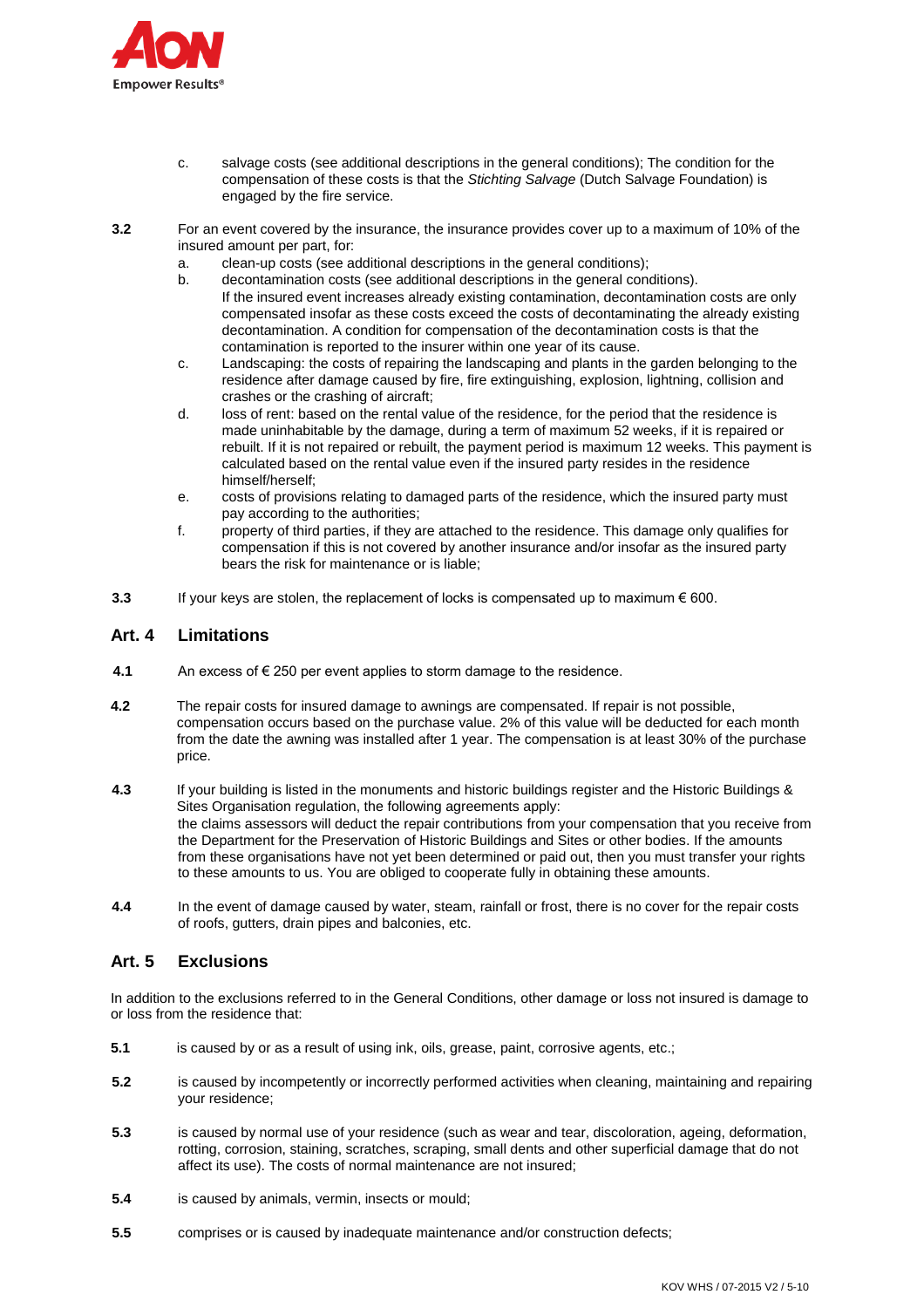c. salvage costs (see additional descriptions in the general conditions); The condition for the compensation of these costs is that the *Stichting Salvage* (Dutch Salvage Foundation) is engaged by the fire service.

**3.2** For an event covered by the insurance, the insurance provides cover up to a maximum of 10% of the insured amount per part, for:

a. clean-up costs (see additional descriptions in the general conditions);

b. decontamination costs (see additional descriptions in the general conditions). If the insured event increases already existing contamination, decontamination costs are only compensated insofar as these costs exceed the costs of decontaminating the already existing decontamination. A condition for compensation of the decontamination costs is that the contamination is reported to the insurer within one year of its cause.

c. Landscaping: the costs of repairing the landscaping and plants in the garden belonging to the residence after damage caused by fire, fire extinguishing, explosion, lightning, collision and crashes or the crashing of aircraft;

d. loss of rent: based on the rental value of the residence, for the period that the residence is made uninhabitable by the damage, during a term of maximum 52 weeks, if it is repaired or rebuilt. If it is not repaired or rebuilt, the payment period is maximum 12 weeks. This payment is calculated based on the rental value even if the insured party resides in the residence himself/herself;

e. costs of provisions relating to damaged parts of the residence, which the insured party must pay according to the authorities;

f. property of third parties, if they are attached to the residence. This damage only qualifies for compensation if this is not covered by another insurance and/or insofar as the insured party bears the risk for maintenance or is liable;

**3.3** If your keys are stolen, the replacement of locks is compensated up to maximum € 600.

## Art. 4 Limitations

**4.1** An excess of € 250 per event applies to storm damage to the residence.

**4.2** The repair costs for insured damage to awnings are compensated. If repair is not possible, compensation occurs based on the purchase value. 2% of this value will be deducted for each month from the date the awning was installed after 1 year. The compensation is at least 30% of the purchase price.

**4.3** If your building is listed in the monuments and historic buildings register and the Historic Buildings & Sites Organisation regulation, the following agreements apply:
the claims assessors will deduct the repair contributions from your compensation that you receive from the Department for the Preservation of Historic Buildings and Sites or other bodies. If the amounts from these organisations have not yet been determined or paid out, then you must transfer your rights to these amounts to us. You are obliged to cooperate fully in obtaining these amounts.

**4.4** In the event of damage caused by water, steam, rainfall or frost, there is no cover for the repair costs of roofs, gutters, drain pipes and balconies, etc.

## Art. 5 Exclusions

In addition to the exclusions referred to in the General Conditions, other damage or loss not insured is damage to or loss from the residence that:

**5.1** is caused by or as a result of using ink, oils, grease, paint, corrosive agents, etc.;

**5.2** is caused by incompetently or incorrectly performed activities when cleaning, maintaining and repairing your residence;

**5.3** is caused by normal use of your residence (such as wear and tear, discoloration, ageing, deformation, rotting, corrosion, staining, scratches, scraping, small dents and other superficial damage that do not affect its use). The costs of normal maintenance are not insured;

**5.4** is caused by animals, vermin, insects or mould;

**5.5** comprises or is caused by inadequate maintenance and/or construction defects;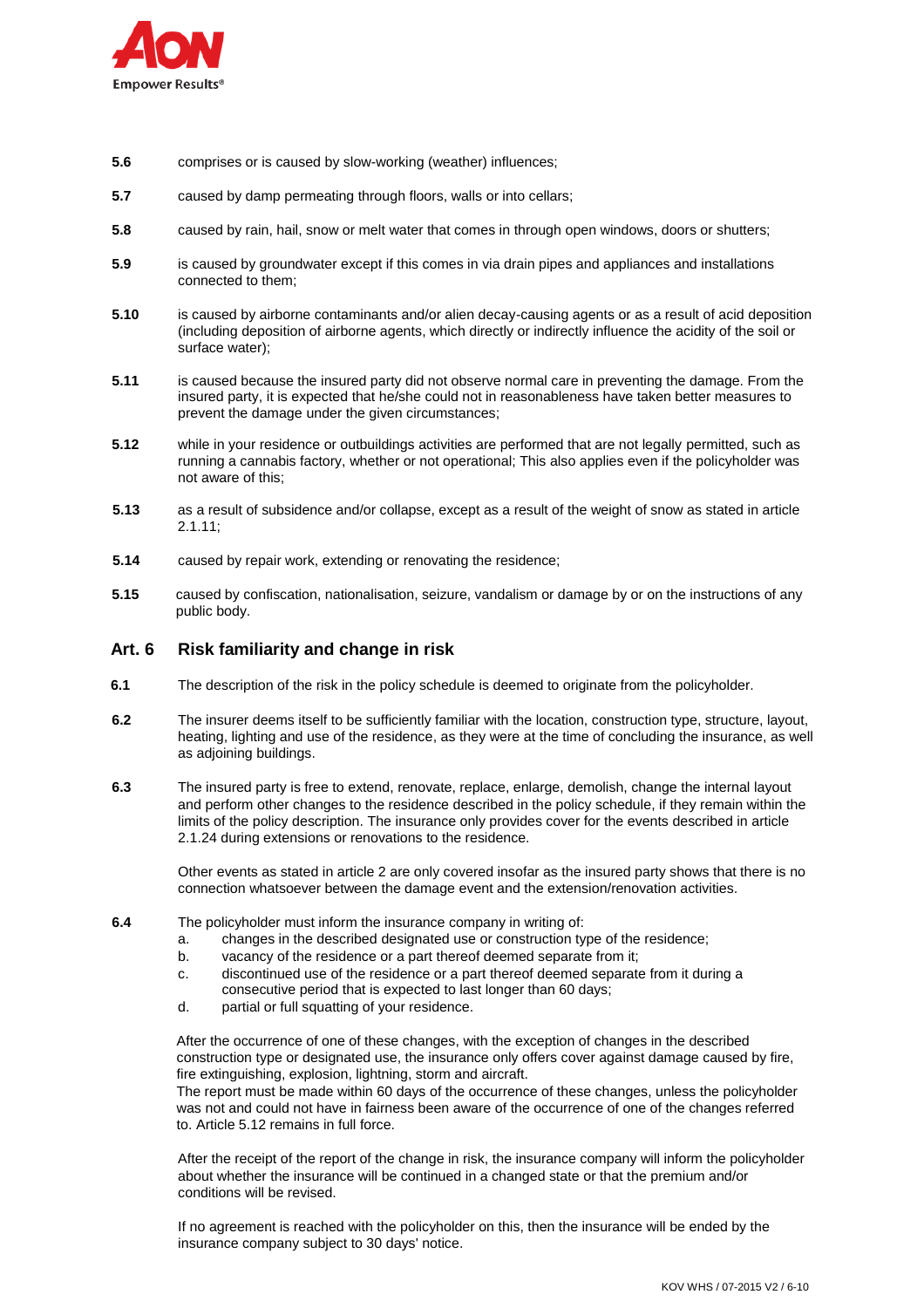**5.6** comprises or is caused by slow-working (weather) influences;

**5.7** caused by damp permeating through floors, walls or into cellars;

**5.8** caused by rain, hail, snow or melt water that comes in through open windows, doors or shutters;

**5.9** is caused by groundwater except if this comes in via drain pipes and appliances and installations connected to them;

**5.10** is caused by airborne contaminants and/or alien decay-causing agents or as a result of acid deposition (including deposition of airborne agents, which directly or indirectly influence the acidity of the soil or surface water);

**5.11** is caused because the insured party did not observe normal care in preventing the damage. From the insured party, it is expected that he/she could not in reasonableness have taken better measures to prevent the damage under the given circumstances;

**5.12** while in your residence or outbuildings activities are performed that are not legally permitted, such as running a cannabis factory, whether or not operational; This also applies even if the policyholder was not aware of this;

**5.13** as a result of subsidence and/or collapse, except as a result of the weight of snow as stated in article 2.1.11;

**5.14** caused by repair work, extending or renovating the residence;

**5.15** caused by confiscation, nationalisation, seizure, vandalism or damage by or on the instructions of any public body.

## Art. 6 Risk familiarity and change in risk

**6.1** The description of the risk in the policy schedule is deemed to originate from the policyholder.

**6.2** The insurer deems itself to be sufficiently familiar with the location, construction type, structure, layout, heating, lighting and use of the residence, as they were at the time of concluding the insurance, as well as adjoining buildings.

**6.3** The insured party is free to extend, renovate, replace, enlarge, demolish, change the internal layout and perform other changes to the residence described in the policy schedule, if they remain within the limits of the policy description. The insurance only provides cover for the events described in article 2.1.24 during extensions or renovations to the residence.

Other events as stated in article 2 are only covered insofar as the insured party shows that there is no connection whatsoever between the damage event and the extension/renovation activities.

**6.4** The policyholder must inform the insurance company in writing of:

a. changes in the described designated use or construction type of the residence;
b. vacancy of the residence or a part thereof deemed separate from it;
c. discontinued use of the residence or a part thereof deemed separate from it during a consecutive period that is expected to last longer than 60 days;
d. partial or full squatting of your residence.

After the occurrence of one of these changes, with the exception of changes in the described construction type or designated use, the insurance only offers cover against damage caused by fire, fire extinguishing, explosion, lightning, storm and aircraft.
The report must be made within 60 days of the occurrence of these changes, unless the policyholder was not and could not have in fairness been aware of the occurrence of one of the changes referred to. Article 5.12 remains in full force.

After the receipt of the report of the change in risk, the insurance company will inform the policyholder about whether the insurance will be continued in a changed state or that the premium and/or conditions will be revised.

If no agreement is reached with the policyholder on this, then the insurance will be ended by the insurance company subject to 30 days' notice.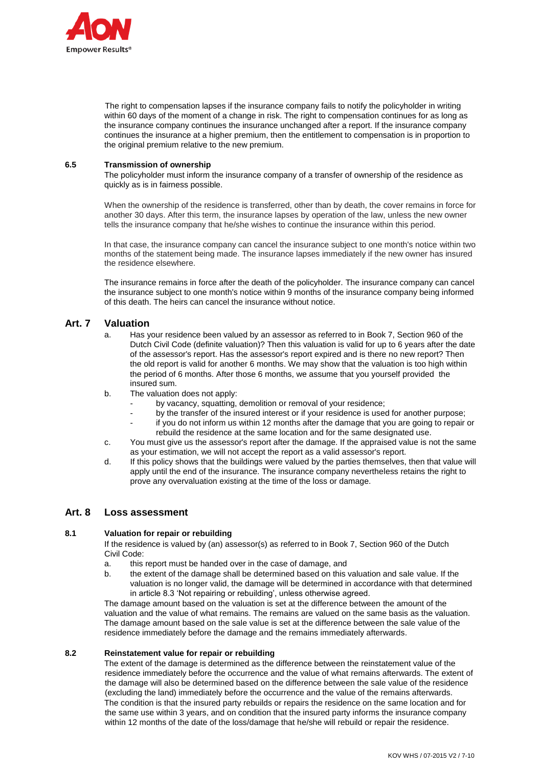The right to compensation lapses if the insurance company fails to notify the policyholder in writing within 60 days of the moment of a change in risk. The right to compensation continues for as long as the insurance company continues the insurance unchanged after a report. If the insurance company continues the insurance at a higher premium, then the entitlement to compensation is in proportion to the original premium relative to the new premium.

### 6.5 Transmission of ownership

The policyholder must inform the insurance company of a transfer of ownership of the residence as quickly as is in fairness possible.

When the ownership of the residence is transferred, other than by death, the cover remains in force for another 30 days. After this term, the insurance lapses by operation of the law, unless the new owner tells the insurance company that he/she wishes to continue the insurance within this period.

In that case, the insurance company can cancel the insurance subject to one month's notice within two months of the statement being made. The insurance lapses immediately if the new owner has insured the residence elsewhere.

The insurance remains in force after the death of the policyholder. The insurance company can cancel the insurance subject to one month's notice within 9 months of the insurance company being informed of this death. The heirs can cancel the insurance without notice.

## Art. 7 Valuation

a. Has your residence been valued by an assessor as referred to in Book 7, Section 960 of the Dutch Civil Code (definite valuation)? Then this valuation is valid for up to 6 years after the date of the assessor's report. Has the assessor's report expired and is there no new report? Then the old report is valid for another 6 months. We may show that the valuation is too high within the period of 6 months. After those 6 months, we assume that you yourself provided the insured sum.

b. The valuation does not apply:
   - by vacancy, squatting, demolition or removal of your residence;
   - by the transfer of the insured interest or if your residence is used for another purpose;
   - if you do not inform us within 12 months after the damage that you are going to repair or rebuild the residence at the same location and for the same designated use.

c. You must give us the assessor's report after the damage. If the appraised value is not the same as your estimation, we will not accept the report as a valid assessor's report.

d. If this policy shows that the buildings were valued by the parties themselves, then that value will apply until the end of the insurance. The insurance company nevertheless retains the right to prove any overvaluation existing at the time of the loss or damage.

## Art. 8 Loss assessment

### 8.1 Valuation for repair or rebuilding

If the residence is valued by (an) assessor(s) as referred to in Book 7, Section 960 of the Dutch Civil Code:

a. this report must be handed over in the case of damage, and

b. the extent of the damage shall be determined based on this valuation and sale value. If the valuation is no longer valid, the damage will be determined in accordance with that determined in article 8.3 'Not repairing or rebuilding', unless otherwise agreed.

The damage amount based on the valuation is set at the difference between the amount of the valuation and the value of what remains. The remains are valued on the same basis as the valuation. The damage amount based on the sale value is set at the difference between the sale value of the residence immediately before the damage and the remains immediately afterwards.

### 8.2 Reinstatement value for repair or rebuilding

The extent of the damage is determined as the difference between the reinstatement value of the residence immediately before the occurrence and the value of what remains afterwards. The extent of the damage will also be determined based on the difference between the sale value of the residence (excluding the land) immediately before the occurrence and the value of the remains afterwards. The condition is that the insured party rebuilds or repairs the residence on the same location and for the same use within 3 years, and on condition that the insured party informs the insurance company within 12 months of the date of the loss/damage that he/she will rebuild or repair the residence.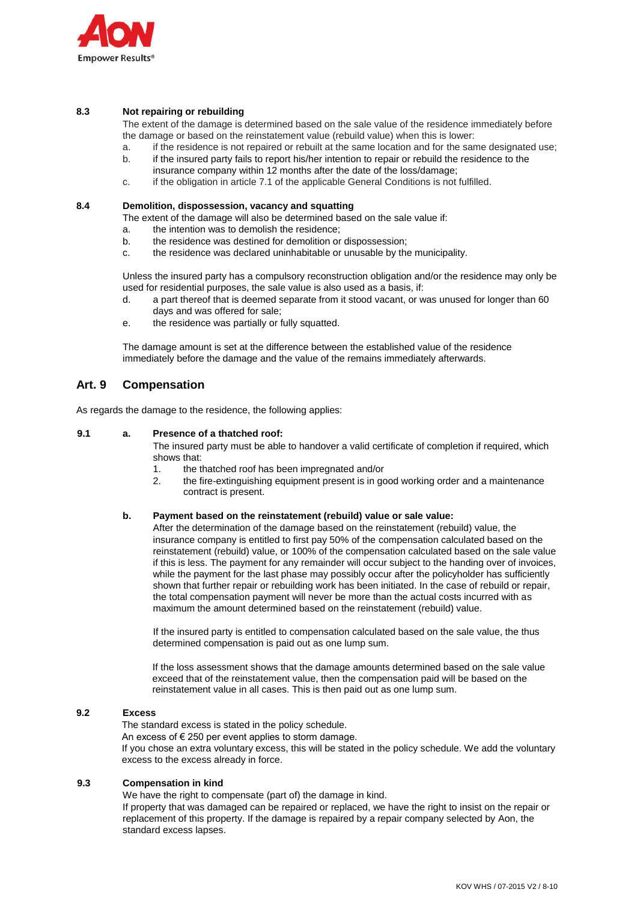### 8.3 Not repairing or rebuilding

The extent of the damage is determined based on the sale value of the residence immediately before the damage or based on the reinstatement value (rebuild value) when this is lower:

a. if the residence is not repaired or rebuilt at the same location and for the same designated use;
b. if the insured party fails to report his/her intention to repair or rebuild the residence to the insurance company within 12 months after the date of the loss/damage;
c. if the obligation in article 7.1 of the applicable General Conditions is not fulfilled.

### 8.4 Demolition, dispossession, vacancy and squatting

The extent of the damage will also be determined based on the sale value if:

a. the intention was to demolish the residence;
b. the residence was destined for demolition or dispossession;
c. the residence was declared uninhabitable or unusable by the municipality.

Unless the insured party has a compulsory reconstruction obligation and/or the residence may only be used for residential purposes, the sale value is also used as a basis, if:

d. a part thereof that is deemed separate from it stood vacant, or was unused for longer than 60 days and was offered for sale;
e. the residence was partially or fully squatted.

The damage amount is set at the difference between the established value of the residence immediately before the damage and the value of the remains immediately afterwards.

## Art. 9 Compensation

As regards the damage to the residence, the following applies:

### 9.1

**a. Presence of a thatched roof:**

The insured party must be able to handover a valid certificate of completion if required, which shows that:

1. the thatched roof has been impregnated and/or
2. the fire-extinguishing equipment present is in good working order and a maintenance contract is present.

**b. Payment based on the reinstatement (rebuild) value or sale value:**

After the determination of the damage based on the reinstatement (rebuild) value, the insurance company is entitled to first pay 50% of the compensation calculated based on the reinstatement (rebuild) value, or 100% of the compensation calculated based on the sale value if this is less. The payment for any remainder will occur subject to the handing over of invoices, while the payment for the last phase may possibly occur after the policyholder has sufficiently shown that further repair or rebuilding work has been initiated. In the case of rebuild or repair, the total compensation payment will never be more than the actual costs incurred with as maximum the amount determined based on the reinstatement (rebuild) value.

If the insured party is entitled to compensation calculated based on the sale value, the thus determined compensation is paid out as one lump sum.

If the loss assessment shows that the damage amounts determined based on the sale value exceed that of the reinstatement value, then the compensation paid will be based on the reinstatement value in all cases. This is then paid out as one lump sum.

### 9.2 Excess

The standard excess is stated in the policy schedule.
An excess of € 250 per event applies to storm damage.
If you chose an extra voluntary excess, this will be stated in the policy schedule. We add the voluntary excess to the excess already in force.

### 9.3 Compensation in kind

We have the right to compensate (part of) the damage in kind.
If property that was damaged can be repaired or replaced, we have the right to insist on the repair or replacement of this property. If the damage is repaired by a repair company selected by Aon, the standard excess lapses.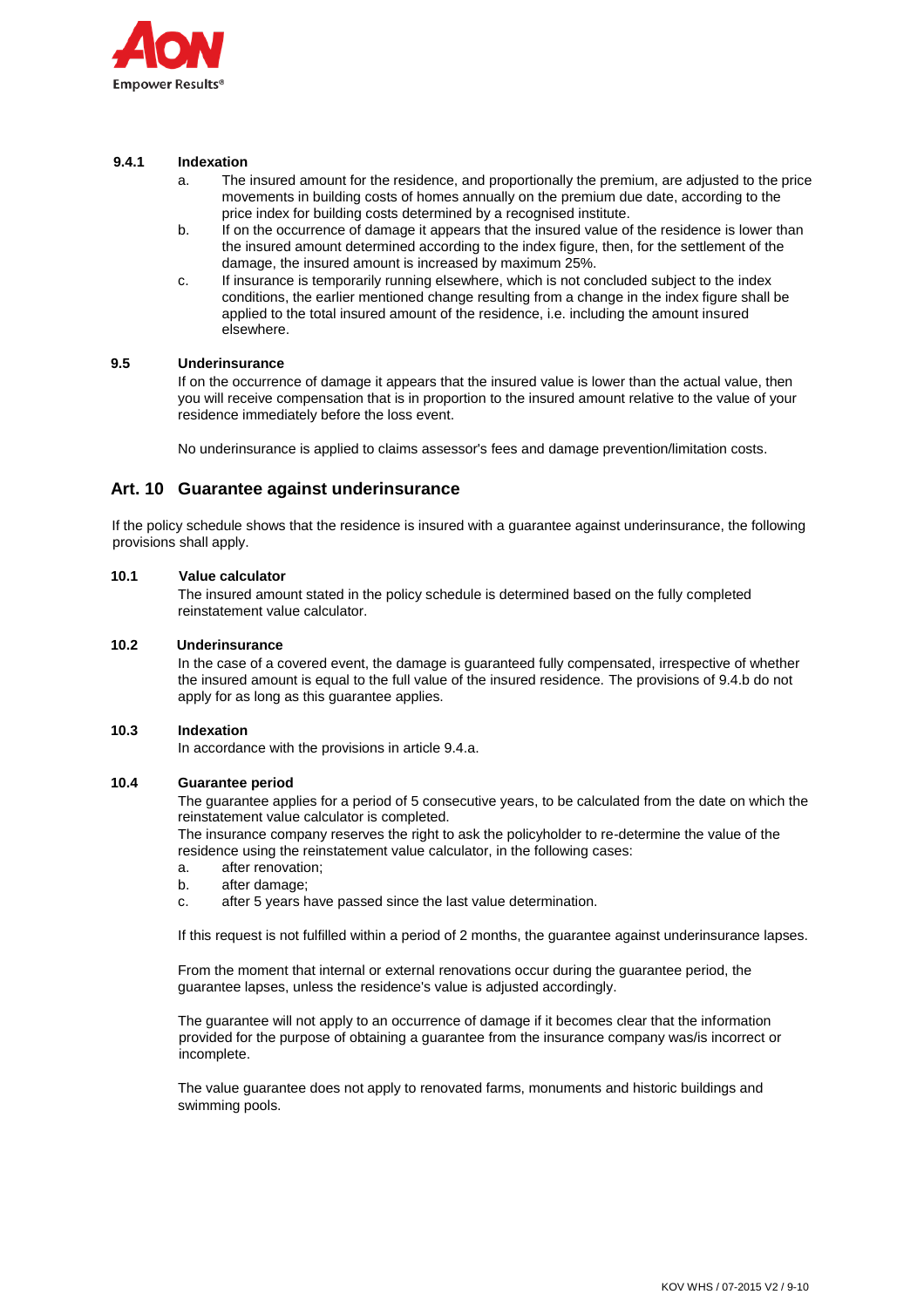#### 9.4.1 Indexation

a. The insured amount for the residence, and proportionally the premium, are adjusted to the price movements in building costs of homes annually on the premium due date, according to the price index for building costs determined by a recognised institute.

b. If on the occurrence of damage it appears that the insured value of the residence is lower than the insured amount determined according to the index figure, then, for the settlement of the damage, the insured amount is increased by maximum 25%.

c. If insurance is temporarily running elsewhere, which is not concluded subject to the index conditions, the earlier mentioned change resulting from a change in the index figure shall be applied to the total insured amount of the residence, i.e. including the amount insured elsewhere.

#### 9.5 Underinsurance

If on the occurrence of damage it appears that the insured value is lower than the actual value, then you will receive compensation that is in proportion to the insured amount relative to the value of your residence immediately before the loss event.

No underinsurance is applied to claims assessor's fees and damage prevention/limitation costs.

## Art. 10 Guarantee against underinsurance

If the policy schedule shows that the residence is insured with a guarantee against underinsurance, the following provisions shall apply.

#### 10.1 Value calculator

The insured amount stated in the policy schedule is determined based on the fully completed reinstatement value calculator.

#### 10.2 Underinsurance

In the case of a covered event, the damage is guaranteed fully compensated, irrespective of whether the insured amount is equal to the full value of the insured residence. The provisions of 9.4.b do not apply for as long as this guarantee applies.

#### 10.3 Indexation

In accordance with the provisions in article 9.4.a.

#### 10.4 Guarantee period

The guarantee applies for a period of 5 consecutive years, to be calculated from the date on which the reinstatement value calculator is completed.
The insurance company reserves the right to ask the policyholder to re-determine the value of the residence using the reinstatement value calculator, in the following cases:

a. after renovation;
b. after damage;
c. after 5 years have passed since the last value determination.

If this request is not fulfilled within a period of 2 months, the guarantee against underinsurance lapses.

From the moment that internal or external renovations occur during the guarantee period, the guarantee lapses, unless the residence's value is adjusted accordingly.

The guarantee will not apply to an occurrence of damage if it becomes clear that the information provided for the purpose of obtaining a guarantee from the insurance company was/is incorrect or incomplete.

The value guarantee does not apply to renovated farms, monuments and historic buildings and swimming pools.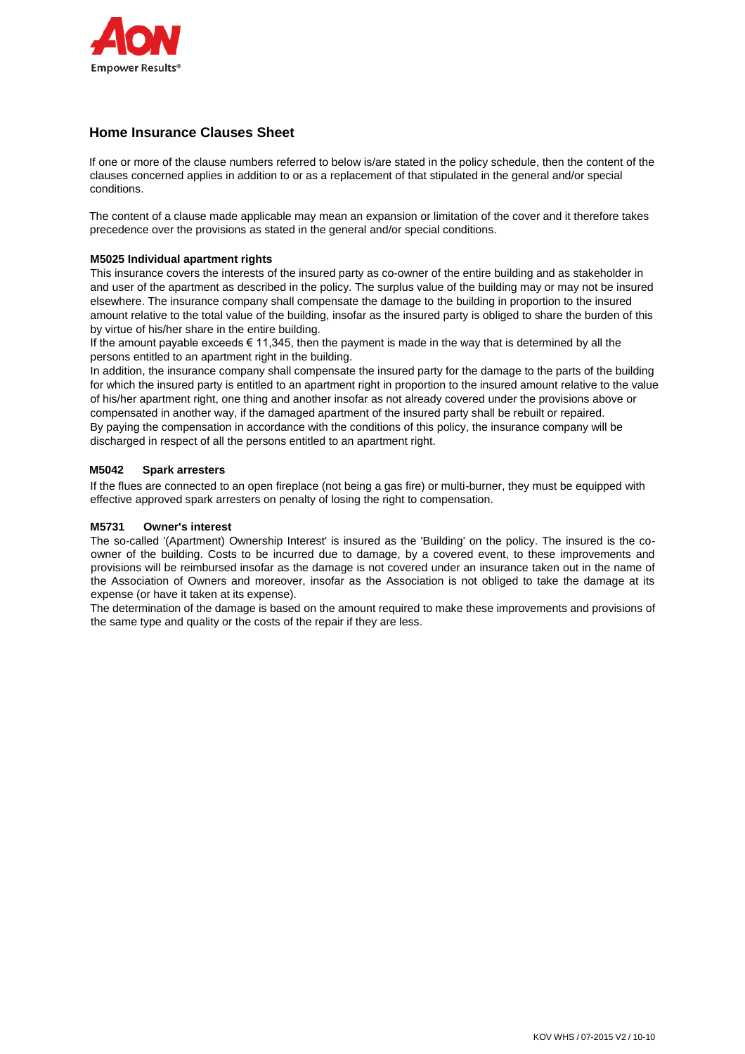## Home Insurance Clauses Sheet

If one or more of the clause numbers referred to below is/are stated in the policy schedule, then the content of the clauses concerned applies in addition to or as a replacement of that stipulated in the general and/or special conditions.

The content of a clause made applicable may mean an expansion or limitation of the cover and it therefore takes precedence over the provisions as stated in the general and/or special conditions.

### M5025 Individual apartment rights

This insurance covers the interests of the insured party as co-owner of the entire building and as stakeholder in and user of the apartment as described in the policy. The surplus value of the building may or may not be insured elsewhere. The insurance company shall compensate the damage to the building in proportion to the insured amount relative to the total value of the building, insofar as the insured party is obliged to share the burden of this by virtue of his/her share in the entire building.
If the amount payable exceeds € 11,345, then the payment is made in the way that is determined by all the persons entitled to an apartment right in the building.
In addition, the insurance company shall compensate the insured party for the damage to the parts of the building for which the insured party is entitled to an apartment right in proportion to the insured amount relative to the value of his/her apartment right, one thing and another insofar as not already covered under the provisions above or compensated in another way, if the damaged apartment of the insured party shall be rebuilt or repaired.
By paying the compensation in accordance with the conditions of this policy, the insurance company will be discharged in respect of all the persons entitled to an apartment right.

### M5042 Spark arresters

If the flues are connected to an open fireplace (not being a gas fire) or multi-burner, they must be equipped with effective approved spark arresters on penalty of losing the right to compensation.

### M5731 Owner's interest

The so-called '(Apartment) Ownership Interest' is insured as the 'Building' on the policy. The insured is the co-owner of the building. Costs to be incurred due to damage, by a covered event, to these improvements and provisions will be reimbursed insofar as the damage is not covered under an insurance taken out in the name of the Association of Owners and moreover, insofar as the Association is not obliged to take the damage at its expense (or have it taken at its expense).
The determination of the damage is based on the amount required to make these improvements and provisions of the same type and quality or the costs of the repair if they are less.